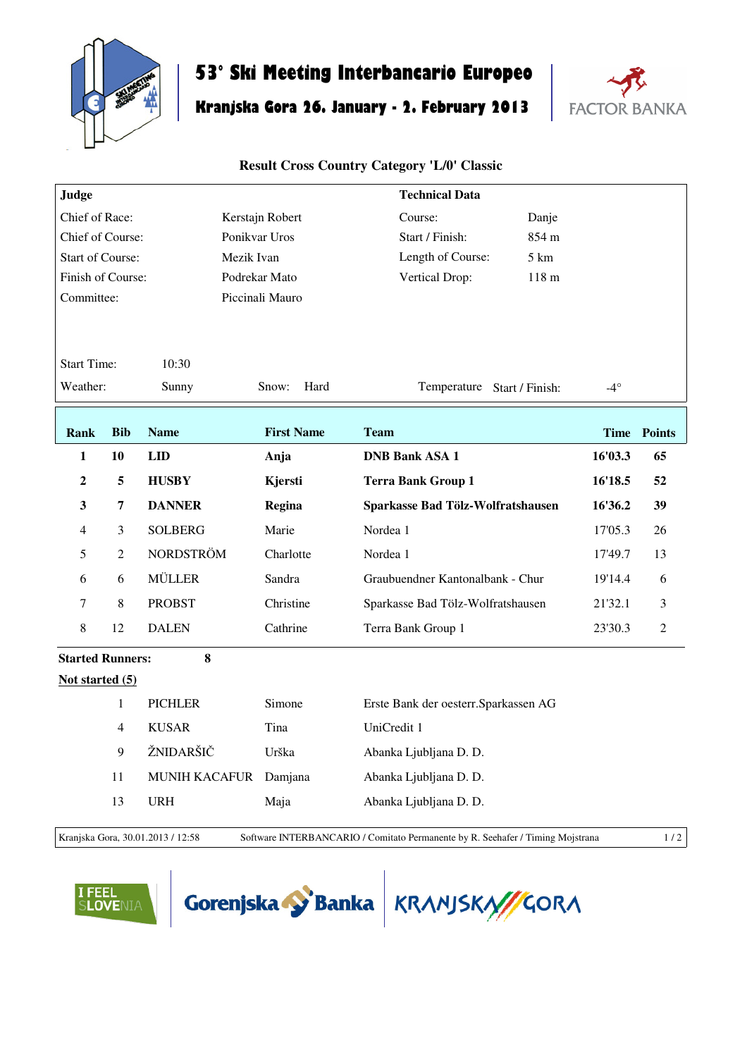# 53° Ski Meeting Interbancario Europeo

## Kranjska Gora 26. January - 2. February 2013

FACTOR BANKA

### Result Cross Country Category 'L/0' Classic

| Judge | | Technical Data | |
|---|---|---|---|
| Chief of Race: | Kerstajn Robert | Course: | Danje |
| Chief of Course: | Ponikvar Uros | Start / Finish: | 854 m |
| Start of Course: | Mezik Ivan | Length of Course: | 5 km |
| Finish of Course: | Podrekar Mato | Vertical Drop: | 118 m |
| Committee: | Piccinali Mauro | | |

Start Time: 10:30

Weather: Sunny    Snow: Hard    Temperature Start / Finish: -4°

| Rank | Bib | Name | First Name | Team | Time | Points |
|---|---|---|---|---|---|---|
| **1** | **10** | **LID** | **Anja** | **DNB Bank ASA 1** | **16'03.3** | **65** |
| **2** | **5** | **HUSBY** | **Kjersti** | **Terra Bank Group 1** | **16'18.5** | **52** |
| **3** | **7** | **DANNER** | **Regina** | **Sparkasse Bad Tölz-Wolfratshausen** | **16'36.2** | **39** |
| 4 | 3 | SOLBERG | Marie | Nordea 1 | 17'05.3 | 26 |
| 5 | 2 | NORDSTRÖM | Charlotte | Nordea 1 | 17'49.7 | 13 |
| 6 | 6 | MÜLLER | Sandra | Graubuendner Kantonalbank - Chur | 19'14.4 | 6 |
| 7 | 8 | PROBST | Christine | Sparkasse Bad Tölz-Wolfratshausen | 21'32.1 | 3 |
| 8 | 12 | DALEN | Cathrine | Terra Bank Group 1 | 23'30.3 | 2 |

**Started Runners:** **8**

**Not started (5)**

| Bib | Name | First Name | Team |
|---|---|---|---|
| 1 | PICHLER | Simone | Erste Bank der oesterr.Sparkassen AG |
| 4 | KUSAR | Tina | UniCredit 1 |
| 9 | ŽNIDARŠIČ | Urška | Abanka Ljubljana D. D. |
| 11 | MUNIH KACAFUR | Damjana | Abanka Ljubljana D. D. |
| 13 | URH | Maja | Abanka Ljubljana D. D. |

Kranjska Gora, 30.01.2013 / 12:58    Software INTERBANCARIO / Comitato Permanente by R. Seehafer / Timing Mojstrana

I FEEL SLOVENIA    Gorenjska Banka    KRANJSKA GORA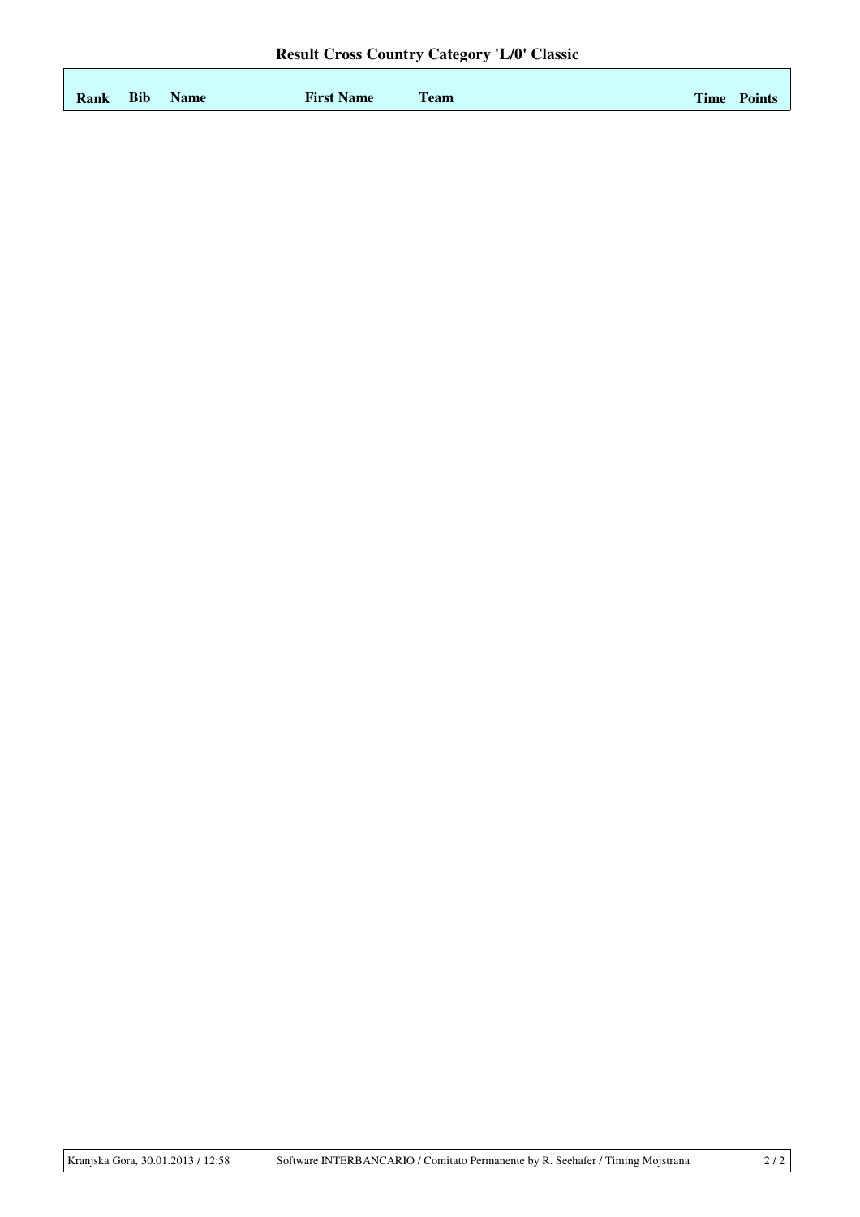**Result Cross Country Category 'L/0' Classic**

| Rank | Bib | Name | First Name | Team | Time | Points |
|---|---|---|---|---|---|---|